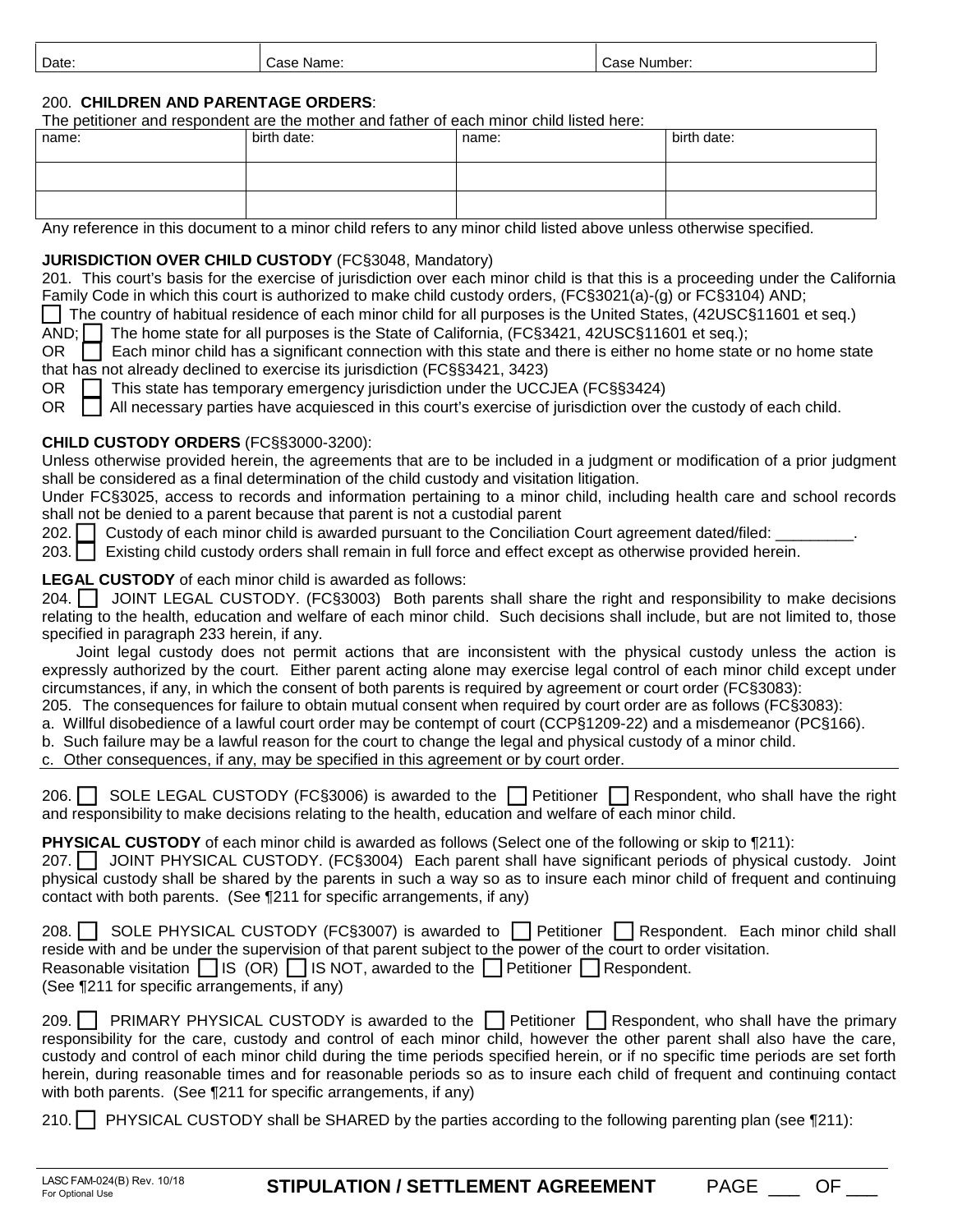| Date: | Case Name: | Case Number: |
|---|---|---|

200. **CHILDREN AND PARENTAGE ORDERS**:

The petitioner and respondent are the mother and father of each minor child listed here:

| name: | birth date: | name: | birth date: |
|---|---|---|---|
| | | | |
| | | | |

Any reference in this document to a minor child refers to any minor child listed above unless otherwise specified.

**JURISDICTION OVER CHILD CUSTODY** (FC§3048, Mandatory)

201. This court's basis for the exercise of jurisdiction over each minor child is that this is a proceeding under the California Family Code in which this court is authorized to make child custody orders, (FC§3021(a)-(g) or FC§3104) AND;

☐ The country of habitual residence of each minor child for all purposes is the United States, (42USC§11601 et seq.)

AND; ☐ The home state for all purposes is the State of California, (FC§3421, 42USC§11601 et seq.);

OR ☐ Each minor child has a significant connection with this state and there is either no home state or no home state that has not already declined to exercise its jurisdiction (FC§§3421, 3423)

OR ☐ This state has temporary emergency jurisdiction under the UCCJEA (FC§§3424)

OR ☐ All necessary parties have acquiesced in this court's exercise of jurisdiction over the custody of each child.

**CHILD CUSTODY ORDERS** (FC§§3000-3200):

Unless otherwise provided herein, the agreements that are to be included in a judgment or modification of a prior judgment shall be considered as a final determination of the child custody and visitation litigation.

Under FC§3025, access to records and information pertaining to a minor child, including health care and school records shall not be denied to a parent because that parent is not a custodial parent

202. ☐ Custody of each minor child is awarded pursuant to the Conciliation Court agreement dated/filed: _________.

203. ☐ Existing child custody orders shall remain in full force and effect except as otherwise provided herein.

**LEGAL CUSTODY** of each minor child is awarded as follows:

204. ☐ JOINT LEGAL CUSTODY. (FC§3003) Both parents shall share the right and responsibility to make decisions relating to the health, education and welfare of each minor child. Such decisions shall include, but are not limited to, those specified in paragraph 233 herein, if any.

Joint legal custody does not permit actions that are inconsistent with the physical custody unless the action is expressly authorized by the court. Either parent acting alone may exercise legal control of each minor child except under circumstances, if any, in which the consent of both parents is required by agreement or court order (FC§3083):

205. The consequences for failure to obtain mutual consent when required by court order are as follows (FC§3083):

a. Willful disobedience of a lawful court order may be contempt of court (CCP§1209-22) and a misdemeanor (PC§166).

b. Such failure may be a lawful reason for the court to change the legal and physical custody of a minor child.

c. Other consequences, if any, may be specified in this agreement or by court order.

206. ☐ SOLE LEGAL CUSTODY (FC§3006) is awarded to the ☐ Petitioner ☐ Respondent, who shall have the right and responsibility to make decisions relating to the health, education and welfare of each minor child.

**PHYSICAL CUSTODY** of each minor child is awarded as follows (Select one of the following or skip to ¶211):

207. ☐ JOINT PHYSICAL CUSTODY. (FC§3004) Each parent shall have significant periods of physical custody. Joint physical custody shall be shared by the parents in such a way so as to insure each minor child of frequent and continuing contact with both parents. (See ¶211 for specific arrangements, if any)

208. ☐ SOLE PHYSICAL CUSTODY (FC§3007) is awarded to ☐ Petitioner ☐ Respondent. Each minor child shall reside with and be under the supervision of that parent subject to the power of the court to order visitation.

Reasonable visitation ☐ IS (OR) ☐ IS NOT, awarded to the ☐ Petitioner ☐ Respondent.

(See ¶211 for specific arrangements, if any)

209. ☐ PRIMARY PHYSICAL CUSTODY is awarded to the ☐ Petitioner ☐ Respondent, who shall have the primary responsibility for the care, custody and control of each minor child, however the other parent shall also have the care, custody and control of each minor child during the time periods specified herein, or if no specific time periods are set forth herein, during reasonable times and for reasonable periods so as to insure each child of frequent and continuing contact with both parents. (See ¶211 for specific arrangements, if any)

210. ☐ PHYSICAL CUSTODY shall be SHARED by the parties according to the following parenting plan (see ¶211):

LASC FAM-024(B) Rev. 10/18
For Optional Use

**STIPULATION / SETTLEMENT AGREEMENT**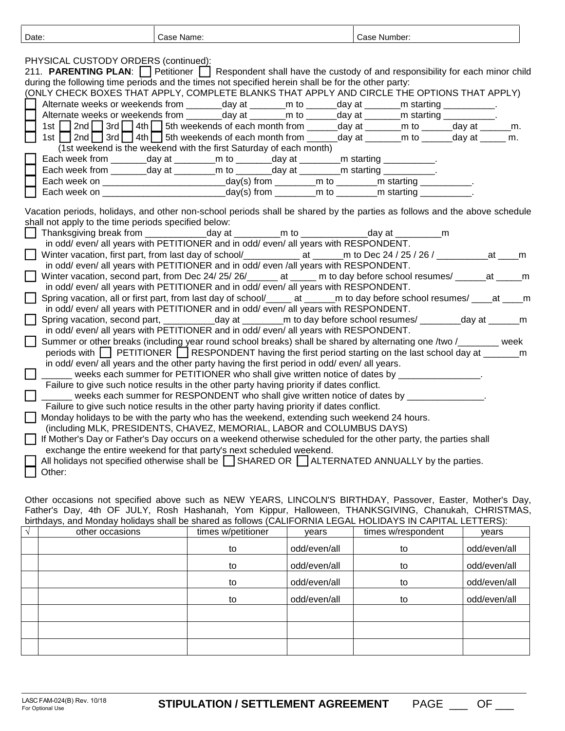| Date: | Case Name: | Case Number: |
|---|---|---|

PHYSICAL CUSTODY ORDERS (continued):

211. **PARENTING PLAN**: ☐ Petitioner ☐ Respondent shall have the custody of and responsibility for each minor child during the following time periods and the times not specified herein shall be for the other party:

(ONLY CHECK BOXES THAT APPLY, COMPLETE BLANKS THAT APPLY AND CIRCLE THE OPTIONS THAT APPLY)

☐ Alternate weeks or weekends from _______day at _______m to ______day at _______m starting __________.

☐ Alternate weeks or weekends from _______day at _______m to ______day at _______m starting __________.

☐ 1st ☐ 2nd ☐ 3rd ☐ 4th ☐ 5th weekends of each month from ______day at _______m to ______day at ______m.

☐ 1st ☐ 2nd ☐ 3rd ☐ 4th ☐ 5th weekends of each month from ______day at _______m to ______day at _____ m.

(1st weekend is the weekend with the first Saturday of each month)

☐ Each week from _______day at ________m to _______day at ________m starting __________.

☐ Each week from _______day at ________m to _______day at ________m starting __________.

☐ Each week on ________________________day(s) from ________m to ________m starting __________.

☐ Each week on ________________________day(s) from ________m to ________m starting __________.

Vacation periods, holidays, and other non-school periods shall be shared by the parties as follows and the above schedule shall not apply to the time periods specified below:

☐ Thanksgiving break from ____________day at _________m to _____________day at _________m in odd/ even/ all years with PETITIONER and in odd/ even/ all years with RESPONDENT.

☐ Winter vacation, first part, from last day of school/___________ at ______m to Dec 24 / 25 / 26 / __________at ____m in odd/ even/ all years with PETITIONER and in odd/ even /all years with RESPONDENT.

☐ Winter vacation, second part, from Dec 24/ 25/ 26/______ at _____ m to day before school resumes/ ______at _____m in odd/ even/ all years with PETITIONER and in odd/ even/ all years with RESPONDENT.

☐ Spring vacation, all or first part, from last day of school/_____ at ______m to day before school resumes/ ____at ____m in odd/ even/ all years with PETITIONER and in odd/ even/ all years with RESPONDENT.

☐ Spring vacation, second part, __________day at ________m to day before school resumes/ ________day at ______m in odd/ even/ all years with PETITIONER and in odd/ even/ all years with RESPONDENT.

☐ Summer or other breaks (including year round school breaks) shall be shared by alternating one /two /________ week periods with ☐ PETITIONER ☐ RESPONDENT having the first period starting on the last school day at _______m in odd/ even/ all years and the other party having the first period in odd/ even/ all years.

☐ ______ weeks each summer for PETITIONER who shall give written notice of dates by ________________. Failure to give such notice results in the other party having priority if dates conflict.

☐ ______ weeks each summer for RESPONDENT who shall give written notice of dates by _______________. Failure to give such notice results in the other party having priority if dates conflict.

☐ Monday holidays to be with the party who has the weekend, extending such weekend 24 hours. (including MLK, PRESIDENTS, CHAVEZ, MEMORIAL, LABOR and COLUMBUS DAYS)

☐ If Mother's Day or Father's Day occurs on a weekend otherwise scheduled for the other party, the parties shall exchange the entire weekend for that party's next scheduled weekend.

☐ All holidays not specified otherwise shall be ☐ SHARED OR ☐ ALTERNATED ANNUALLY by the parties.

☐ Other:

Other occasions not specified above such as NEW YEARS, LINCOLN'S BIRTHDAY, Passover, Easter, Mother's Day, Father's Day, 4th OF JULY, Rosh Hashanah, Yom Kippur, Halloween, THANKSGIVING, Chanukah, CHRISTMAS, birthdays, and Monday holidays shall be shared as follows (CALIFORNIA LEGAL HOLIDAYS IN CAPITAL LETTERS):

| √ | other occasions | times w/petitioner | years | times w/respondent | years |
|---|---|---|---|---|---|
| | | to | odd/even/all | to | odd/even/all |
| | | to | odd/even/all | to | odd/even/all |
| | | to | odd/even/all | to | odd/even/all |
| | | to | odd/even/all | to | odd/even/all |
| | | | | | |
| | | | | | |
| | | | | | |

LASC FAM-024(B) Rev. 10/18
For Optional Use

**STIPULATION / SETTLEMENT AGREEMENT**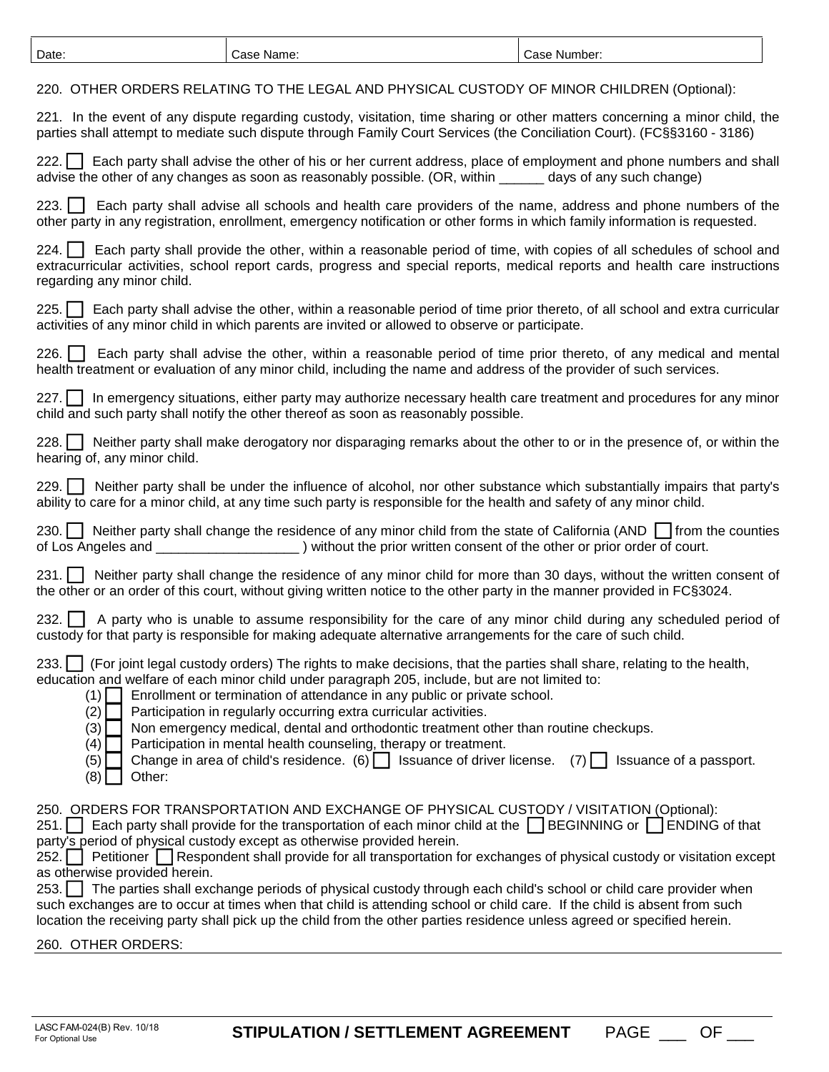| Date: | Case Name: | Case Number: |
|---|---|---|

220. OTHER ORDERS RELATING TO THE LEGAL AND PHYSICAL CUSTODY OF MINOR CHILDREN (Optional):

221. In the event of any dispute regarding custody, visitation, time sharing or other matters concerning a minor child, the parties shall attempt to mediate such dispute through Family Court Services (the Conciliation Court). (FC§§3160 - 3186)

222. ☐ Each party shall advise the other of his or her current address, place of employment and phone numbers and shall advise the other of any changes as soon as reasonably possible. (OR, within ______ days of any such change)

223. ☐ Each party shall advise all schools and health care providers of the name, address and phone numbers of the other party in any registration, enrollment, emergency notification or other forms in which family information is requested.

224. ☐ Each party shall provide the other, within a reasonable period of time, with copies of all schedules of school and extracurricular activities, school report cards, progress and special reports, medical reports and health care instructions regarding any minor child.

225. ☐ Each party shall advise the other, within a reasonable period of time prior thereto, of all school and extra curricular activities of any minor child in which parents are invited or allowed to observe or participate.

226. ☐ Each party shall advise the other, within a reasonable period of time prior thereto, of any medical and mental health treatment or evaluation of any minor child, including the name and address of the provider of such services.

227. ☐ In emergency situations, either party may authorize necessary health care treatment and procedures for any minor child and such party shall notify the other thereof as soon as reasonably possible.

228. ☐ Neither party shall make derogatory nor disparaging remarks about the other to or in the presence of, or within the hearing of, any minor child.

229. ☐ Neither party shall be under the influence of alcohol, nor other substance which substantially impairs that party's ability to care for a minor child, at any time such party is responsible for the health and safety of any minor child.

230. ☐ Neither party shall change the residence of any minor child from the state of California (AND ☐ from the counties of Los Angeles and ___________________ ) without the prior written consent of the other or prior order of court.

231. ☐ Neither party shall change the residence of any minor child for more than 30 days, without the written consent of the other or an order of this court, without giving written notice to the other party in the manner provided in FC§3024.

232. ☐ A party who is unable to assume responsibility for the care of any minor child during any scheduled period of custody for that party is responsible for making adequate alternative arrangements for the care of such child.

233. ☐ (For joint legal custody orders) The rights to make decisions, that the parties shall share, relating to the health, education and welfare of each minor child under paragraph 205, include, but are not limited to:

- (1) ☐ Enrollment or termination of attendance in any public or private school.
- (2) ☐ Participation in regularly occurring extra curricular activities.
- (3) ☐ Non emergency medical, dental and orthodontic treatment other than routine checkups.
- (4) ☐ Participation in mental health counseling, therapy or treatment.
- (5) ☐ Change in area of child's residence. (6) ☐ Issuance of driver license. (7) ☐ Issuance of a passport.
- (8) ☐ Other:

250. ORDERS FOR TRANSPORTATION AND EXCHANGE OF PHYSICAL CUSTODY / VISITATION (Optional):

251. ☐ Each party shall provide for the transportation of each minor child at the ☐ BEGINNING or ☐ ENDING of that party's period of physical custody except as otherwise provided herein.

252. ☐ Petitioner ☐ Respondent shall provide for all transportation for exchanges of physical custody or visitation except as otherwise provided herein.

253. ☐ The parties shall exchange periods of physical custody through each child's school or child care provider when such exchanges are to occur at times when that child is attending school or child care. If the child is absent from such location the receiving party shall pick up the child from the other parties residence unless agreed or specified herein.

260. OTHER ORDERS:

LASC FAM-024(B) Rev. 10/18
For Optional Use

**STIPULATION / SETTLEMENT AGREEMENT**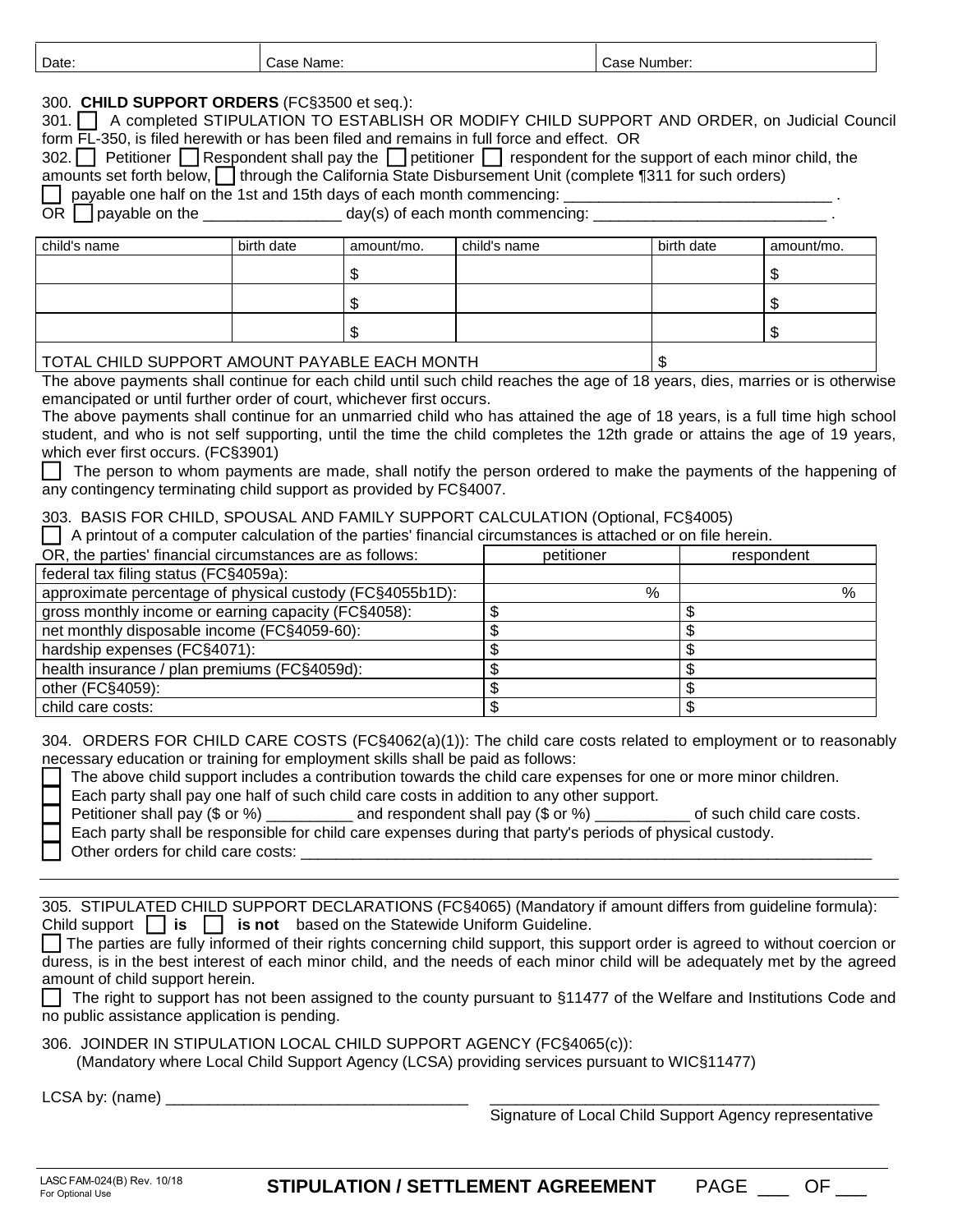| Date: | Case Name: | Case Number: |
|---|---|---|

300. **CHILD SUPPORT ORDERS** (FC§3500 et seq.):

301. ☐ A completed STIPULATION TO ESTABLISH OR MODIFY CHILD SUPPORT AND ORDER, on Judicial Council form FL-350, is filed herewith or has been filed and remains in full force and effect. OR

302. ☐ Petitioner ☐ Respondent shall pay the ☐ petitioner ☐ respondent for the support of each minor child, the amounts set forth below, ☐ through the California State Disbursement Unit (complete ¶311 for such orders)

☐ payable one half on the 1st and 15th days of each month commencing: ______________________________ .

OR ☐ payable on the ________________ day(s) of each month commencing: ___________________________ .

| child's name | birth date | amount/mo. | child's name | birth date | amount/mo. |
|---|---|---|---|---|---|
| | | $ | | | $ |
| | | $ | | | $ |
| | | $ | | | $ |
| TOTAL CHILD SUPPORT AMOUNT PAYABLE EACH MONTH | | | | $ | |

The above payments shall continue for each child until such child reaches the age of 18 years, dies, marries or is otherwise emancipated or until further order of court, whichever first occurs.

The above payments shall continue for an unmarried child who has attained the age of 18 years, is a full time high school student, and who is not self supporting, until the time the child completes the 12th grade or attains the age of 19 years, which ever first occurs. (FC§3901)

☐ The person to whom payments are made, shall notify the person ordered to make the payments of the happening of any contingency terminating child support as provided by FC§4007.

303. BASIS FOR CHILD, SPOUSAL AND FAMILY SUPPORT CALCULATION (Optional, FC§4005)

☐ A printout of a computer calculation of the parties' financial circumstances is attached or on file herein.

| OR, the parties' financial circumstances are as follows: | petitioner | respondent |
|---|---|---|
| federal tax filing status (FC§4059a): | | |
| approximate percentage of physical custody (FC§4055b1D): | % | % |
| gross monthly income or earning capacity (FC§4058): | $ | $ |
| net monthly disposable income (FC§4059-60): | $ | $ |
| hardship expenses (FC§4071): | $ | $ |
| health insurance / plan premiums (FC§4059d): | $ | $ |
| other (FC§4059): | $ | $ |
| child care costs: | $ | $ |

304. ORDERS FOR CHILD CARE COSTS (FC§4062(a)(1)): The child care costs related to employment or to reasonably necessary education or training for employment skills shall be paid as follows:

☐ The above child support includes a contribution towards the child care expenses for one or more minor children.
☐ Each party shall pay one half of such child care costs in addition to any other support.
☐ Petitioner shall pay ($ or %) __________ and respondent shall pay ($ or %) ___________ of such child care costs.
☐ Each party shall be responsible for child care expenses during that party's periods of physical custody.
☐ Other orders for child care costs: ______________________________________________________________________

305. STIPULATED CHILD SUPPORT DECLARATIONS (FC§4065) (Mandatory if amount differs from guideline formula):
Child support ☐ **is** ☐ **is not** based on the Statewide Uniform Guideline.

☐ The parties are fully informed of their rights concerning child support, this support order is agreed to without coercion or duress, is in the best interest of each minor child, and the needs of each minor child will be adequately met by the agreed amount of child support herein.

☐ The right to support has not been assigned to the county pursuant to §11477 of the Welfare and Institutions Code and no public assistance application is pending.

306. JOINDER IN STIPULATION LOCAL CHILD SUPPORT AGENCY (FC§4065(c)):
(Mandatory where Local Child Support Agency (LCSA) providing services pursuant to WIC§11477)

LCSA by: (name) ___________________________________ ____________________________________________
Signature of Local Child Support Agency representative

LASC FAM-024(B) Rev. 10/18
For Optional Use

**STIPULATION / SETTLEMENT AGREEMENT** PAGE ___ OF ___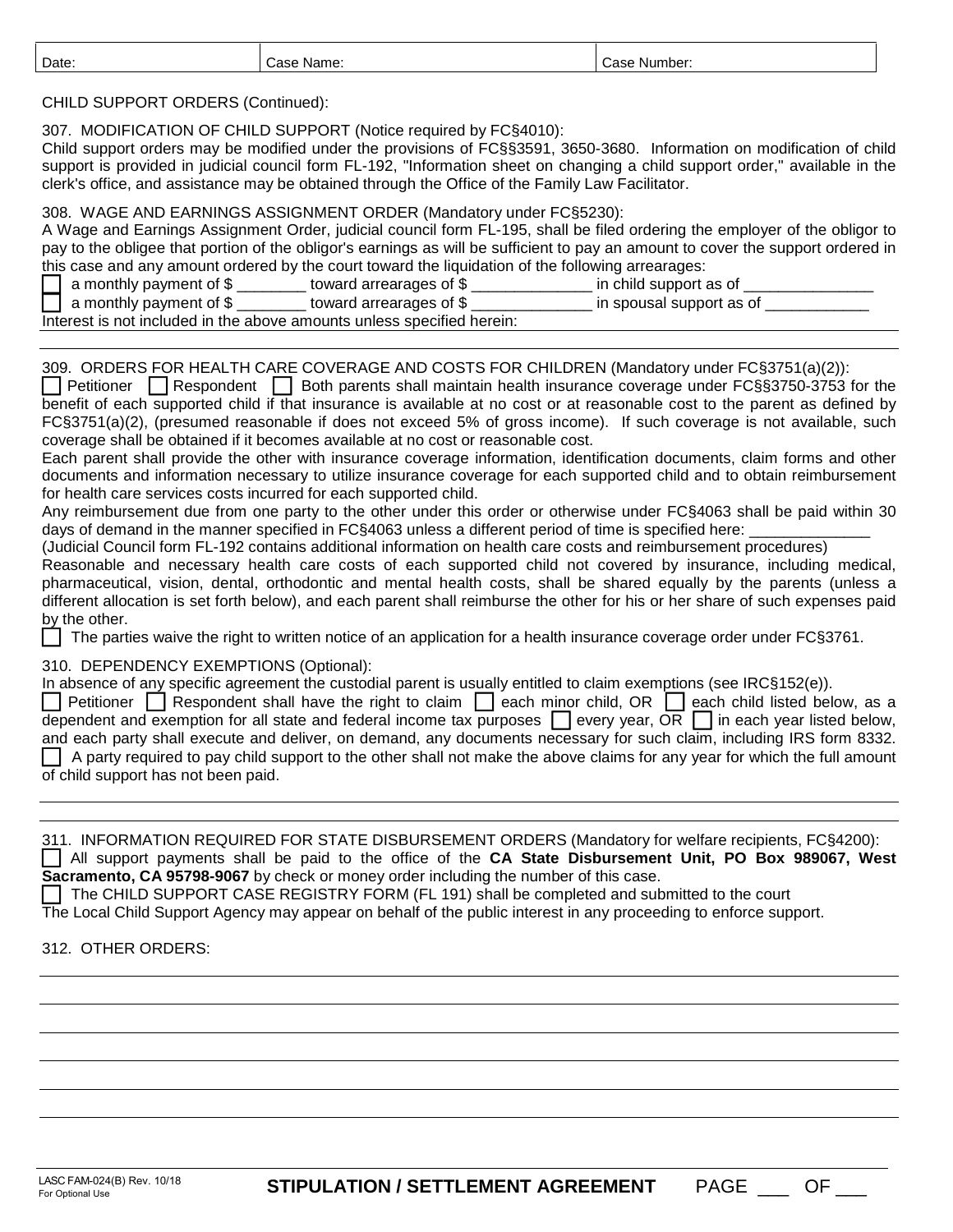| Date: | Case Name: | Case Number: |
|---|---|---|

CHILD SUPPORT ORDERS (Continued):

307. MODIFICATION OF CHILD SUPPORT (Notice required by FC§4010):
Child support orders may be modified under the provisions of FC§§3591, 3650-3680. Information on modification of child support is provided in judicial council form FL-192, "Information sheet on changing a child support order," available in the clerk's office, and assistance may be obtained through the Office of the Family Law Facilitator.

308. WAGE AND EARNINGS ASSIGNMENT ORDER (Mandatory under FC§5230):
A Wage and Earnings Assignment Order, judicial council form FL-195, shall be filed ordering the employer of the obligor to pay to the obligee that portion of the obligor's earnings as will be sufficient to pay an amount to cover the support ordered in this case and any amount ordered by the court toward the liquidation of the following arrearages:

☐ a monthly payment of $ ________ toward arrearages of $ ______________ in child support as of _______________
☐ a monthly payment of $ ________ toward arrearages of $ ______________ in spousal support as of ____________

Interest is not included in the above amounts unless specified herein:

309. ORDERS FOR HEALTH CARE COVERAGE AND COSTS FOR CHILDREN (Mandatory under FC§3751(a)(2)):
☐ Petitioner ☐ Respondent ☐ Both parents shall maintain health insurance coverage under FC§§3750-3753 for the benefit of each supported child if that insurance is available at no cost or at reasonable cost to the parent as defined by FC§3751(a)(2), (presumed reasonable if does not exceed 5% of gross income). If such coverage is not available, such coverage shall be obtained if it becomes available at no cost or reasonable cost.

Each parent shall provide the other with insurance coverage information, identification documents, claim forms and other documents and information necessary to utilize insurance coverage for each supported child and to obtain reimbursement for health care services costs incurred for each supported child.

Any reimbursement due from one party to the other under this order or otherwise under FC§4063 shall be paid within 30 days of demand in the manner specified in FC§4063 unless a different period of time is specified here: _____________

(Judicial Council form FL-192 contains additional information on health care costs and reimbursement procedures)

Reasonable and necessary health care costs of each supported child not covered by insurance, including medical, pharmaceutical, vision, dental, orthodontic and mental health costs, shall be shared equally by the parents (unless a different allocation is set forth below), and each parent shall reimburse the other for his or her share of such expenses paid by the other.

☐ The parties waive the right to written notice of an application for a health insurance coverage order under FC§3761.

310. DEPENDENCY EXEMPTIONS (Optional):
In absence of any specific agreement the custodial parent is usually entitled to claim exemptions (see IRC§152(e)).
☐ Petitioner ☐ Respondent shall have the right to claim ☐ each minor child, OR ☐ each child listed below, as a dependent and exemption for all state and federal income tax purposes ☐ every year, OR ☐ in each year listed below, and each party shall execute and deliver, on demand, any documents necessary for such claim, including IRS form 8332.
☐ A party required to pay child support to the other shall not make the above claims for any year for which the full amount of child support has not been paid.

311. INFORMATION REQUIRED FOR STATE DISBURSEMENT ORDERS (Mandatory for welfare recipients, FC§4200):
☐ All support payments shall be paid to the office of the **CA State Disbursement Unit, PO Box 989067, West Sacramento, CA 95798-9067** by check or money order including the number of this case.
☐ The CHILD SUPPORT CASE REGISTRY FORM (FL 191) shall be completed and submitted to the court
The Local Child Support Agency may appear on behalf of the public interest in any proceeding to enforce support.

312. OTHER ORDERS:

LASC FAM-024(B) Rev. 10/18
For Optional Use

**STIPULATION / SETTLEMENT AGREEMENT**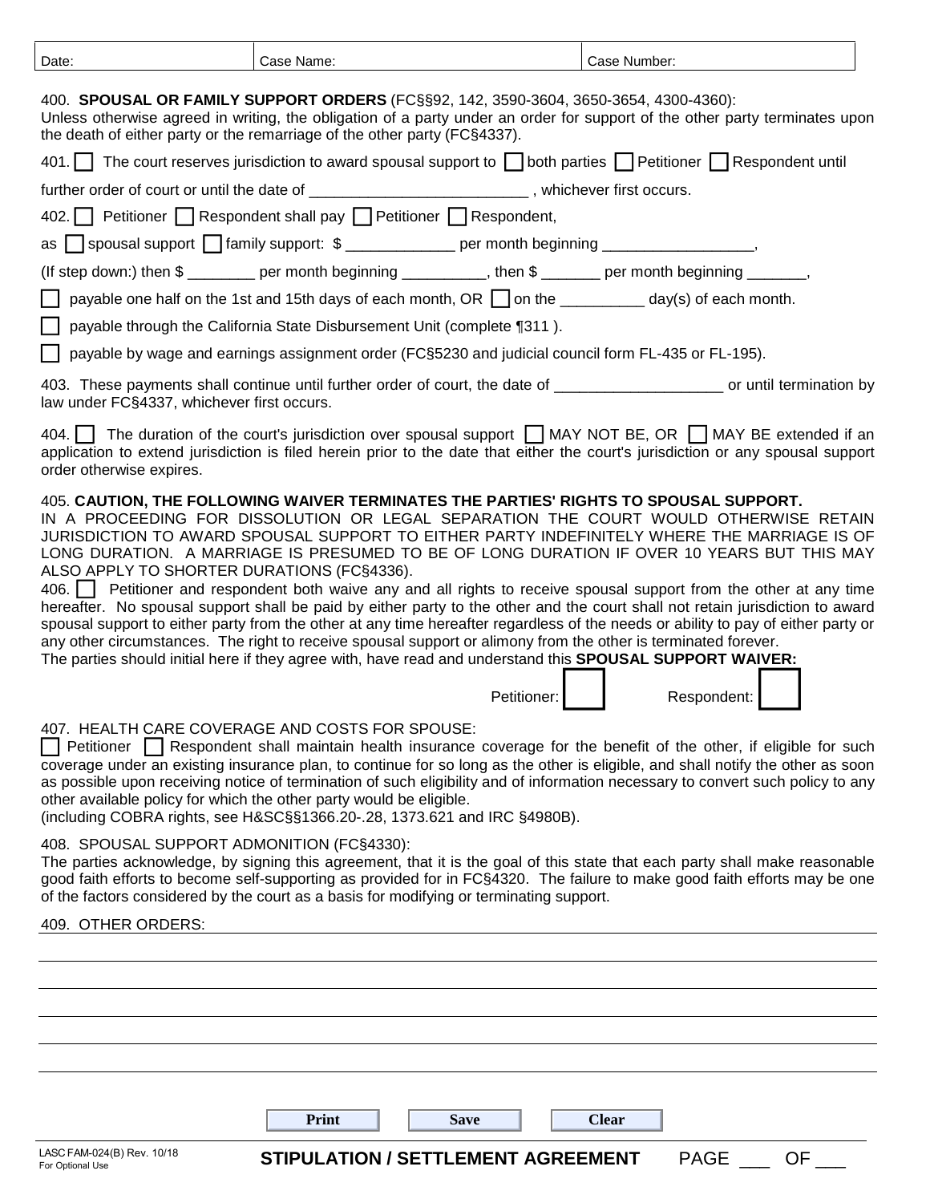| Date: | Case Name: | Case Number: |
|---|---|---|

400. **SPOUSAL OR FAMILY SUPPORT ORDERS** (FC§§92, 142, 3590-3604, 3650-3654, 4300-4360):
Unless otherwise agreed in writing, the obligation of a party under an order for support of the other party terminates upon the death of either party or the remarriage of the other party (FC§4337).

401. ☐ The court reserves jurisdiction to award spousal support to ☐ both parties ☐ Petitioner ☐ Respondent until further order of court or until the date of _________________________ , whichever first occurs.

402. ☐ Petitioner ☐ Respondent shall pay ☐ Petitioner ☐ Respondent,
as ☐ spousal support ☐ family support: $ _____________ per month beginning __________________,
(If step down:) then $ ________ per month beginning __________, then $ _______ per month beginning _______,

☐ payable one half on the 1st and 15th days of each month, OR ☐ on the __________ day(s) of each month.

☐ payable through the California State Disbursement Unit (complete ¶311 ).

☐ payable by wage and earnings assignment order (FC§5230 and judicial council form FL-435 or FL-195).

403. These payments shall continue until further order of court, the date of ____________________ or until termination by law under FC§4337, whichever first occurs.

404. ☐ The duration of the court's jurisdiction over spousal support ☐ MAY NOT BE, OR ☐ MAY BE extended if an application to extend jurisdiction is filed herein prior to the date that either the court's jurisdiction or any spousal support order otherwise expires.

405. **CAUTION, THE FOLLOWING WAIVER TERMINATES THE PARTIES' RIGHTS TO SPOUSAL SUPPORT.**
IN A PROCEEDING FOR DISSOLUTION OR LEGAL SEPARATION THE COURT WOULD OTHERWISE RETAIN JURISDICTION TO AWARD SPOUSAL SUPPORT TO EITHER PARTY INDEFINITELY WHERE THE MARRIAGE IS OF LONG DURATION. A MARRIAGE IS PRESUMED TO BE OF LONG DURATION IF OVER 10 YEARS BUT THIS MAY ALSO APPLY TO SHORTER DURATIONS (FC§4336).

406. ☐ Petitioner and respondent both waive any and all rights to receive spousal support from the other at any time hereafter. No spousal support shall be paid by either party to the other and the court shall not retain jurisdiction to award spousal support to either party from the other at any time hereafter regardless of the needs or ability to pay of either party or any other circumstances. The right to receive spousal support or alimony from the other is terminated forever.
The parties should initial here if they agree with, have read and understand this **SPOUSAL SUPPORT WAIVER:**

Petitioner: ☐ Respondent: ☐

407. HEALTH CARE COVERAGE AND COSTS FOR SPOUSE:
☐ Petitioner ☐ Respondent shall maintain health insurance coverage for the benefit of the other, if eligible for such coverage under an existing insurance plan, to continue for so long as the other is eligible, and shall notify the other as soon as possible upon receiving notice of termination of such eligibility and of information necessary to convert such policy to any other available policy for which the other party would be eligible.
(including COBRA rights, see H&SC§§1366.20-.28, 1373.621 and IRC §4980B).

408. SPOUSAL SUPPORT ADMONITION (FC§4330):
The parties acknowledge, by signing this agreement, that it is the goal of this state that each party shall make reasonable good faith efforts to become self-supporting as provided for in FC§4320. The failure to make good faith efforts may be one of the factors considered by the court as a basis for modifying or terminating support.

409. OTHER ORDERS:

______________________________________________________________________________

______________________________________________________________________________

______________________________________________________________________________

______________________________________________________________________________

______________________________________________________________________________

LASC FAM-024(B) Rev. 10/18
For Optional Use

**STIPULATION / SETTLEMENT AGREEMENT**